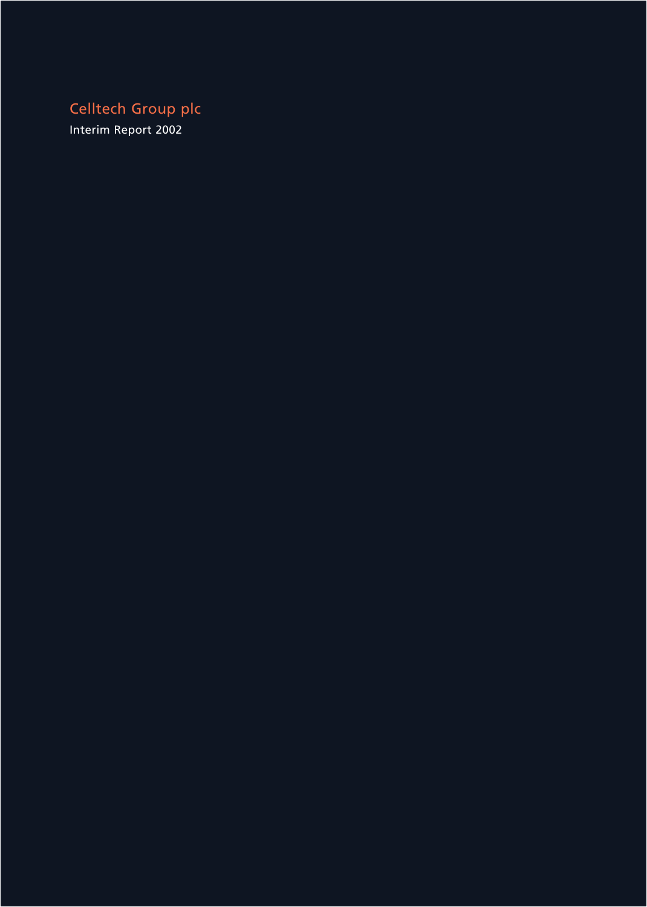# Celltech Group plc

Interim Report 2002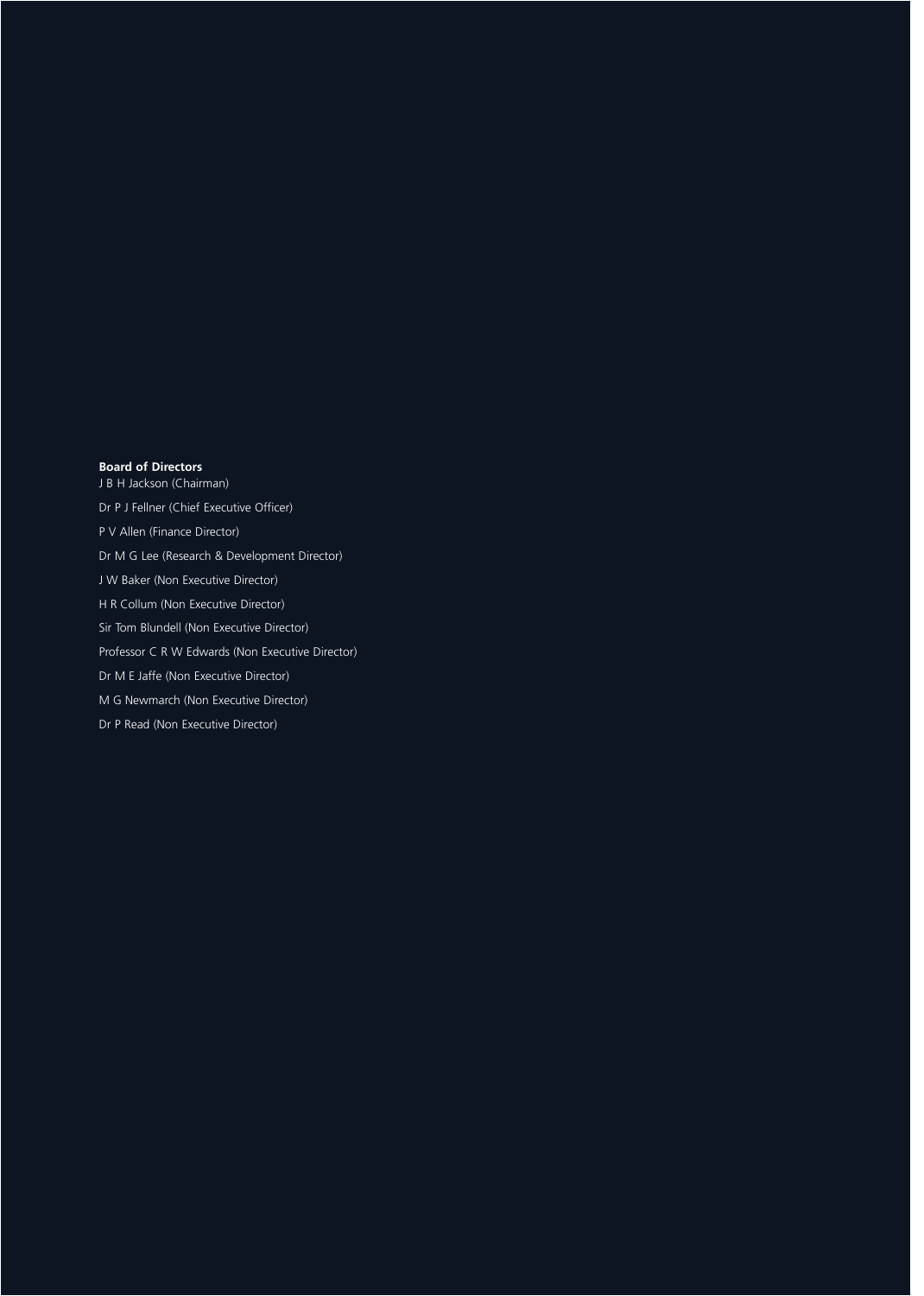**Board of Directors**

J B H Jackson (Chairman)

Dr P J Fellner (Chief Executive Officer)

P V Allen (Finance Director)

Dr M G Lee (Research & Development Director)

J W Baker (Non Executive Director)

H R Collum (Non Executive Director)

Sir Tom Blundell (Non Executive Director)

Professor C R W Edwards (Non Executive Director)

Dr M E Jaffe (Non Executive Director)

M G Newmarch (Non Executive Director)

Dr P Read (Non Executive Director)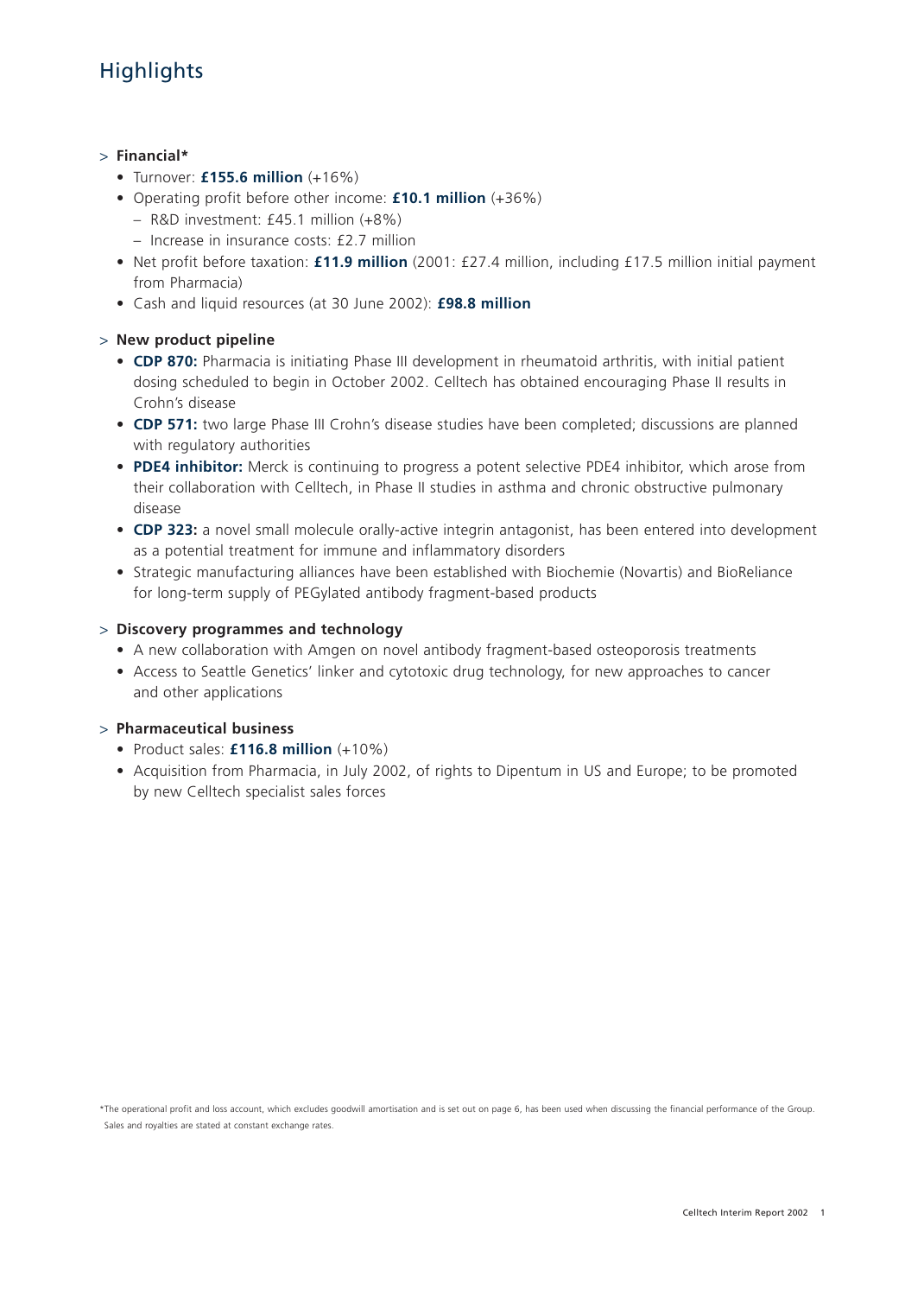# Highlights

> **Financial***

- Turnover: **£155.6 million** (+16%)
- Operating profit before other income: **£10.1 million** (+36%)
  - R&D investment: £45.1 million (+8%)
  - Increase in insurance costs: £2.7 million
- Net profit before taxation: **£11.9 million** (2001: £27.4 million, including £17.5 million initial payment from Pharmacia)
- Cash and liquid resources (at 30 June 2002): **£98.8 million**

> **New product pipeline**

- **CDP 870:** Pharmacia is initiating Phase III development in rheumatoid arthritis, with initial patient dosing scheduled to begin in October 2002. Celltech has obtained encouraging Phase II results in Crohn's disease
- **CDP 571:** two large Phase III Crohn's disease studies have been completed; discussions are planned with regulatory authorities
- **PDE4 inhibitor:** Merck is continuing to progress a potent selective PDE4 inhibitor, which arose from their collaboration with Celltech, in Phase II studies in asthma and chronic obstructive pulmonary disease
- **CDP 323:** a novel small molecule orally-active integrin antagonist, has been entered into development as a potential treatment for immune and inflammatory disorders
- Strategic manufacturing alliances have been established with Biochemie (Novartis) and BioReliance for long-term supply of PEGylated antibody fragment-based products

> **Discovery programmes and technology**

- A new collaboration with Amgen on novel antibody fragment-based osteoporosis treatments
- Access to Seattle Genetics' linker and cytotoxic drug technology, for new approaches to cancer and other applications

> **Pharmaceutical business**

- Product sales: **£116.8 million** (+10%)
- Acquisition from Pharmacia, in July 2002, of rights to Dipentum in US and Europe; to be promoted by new Celltech specialist sales forces

*The operational profit and loss account, which excludes goodwill amortisation and is set out on page 6, has been used when discussing the financial performance of the Group. Sales and royalties are stated at constant exchange rates.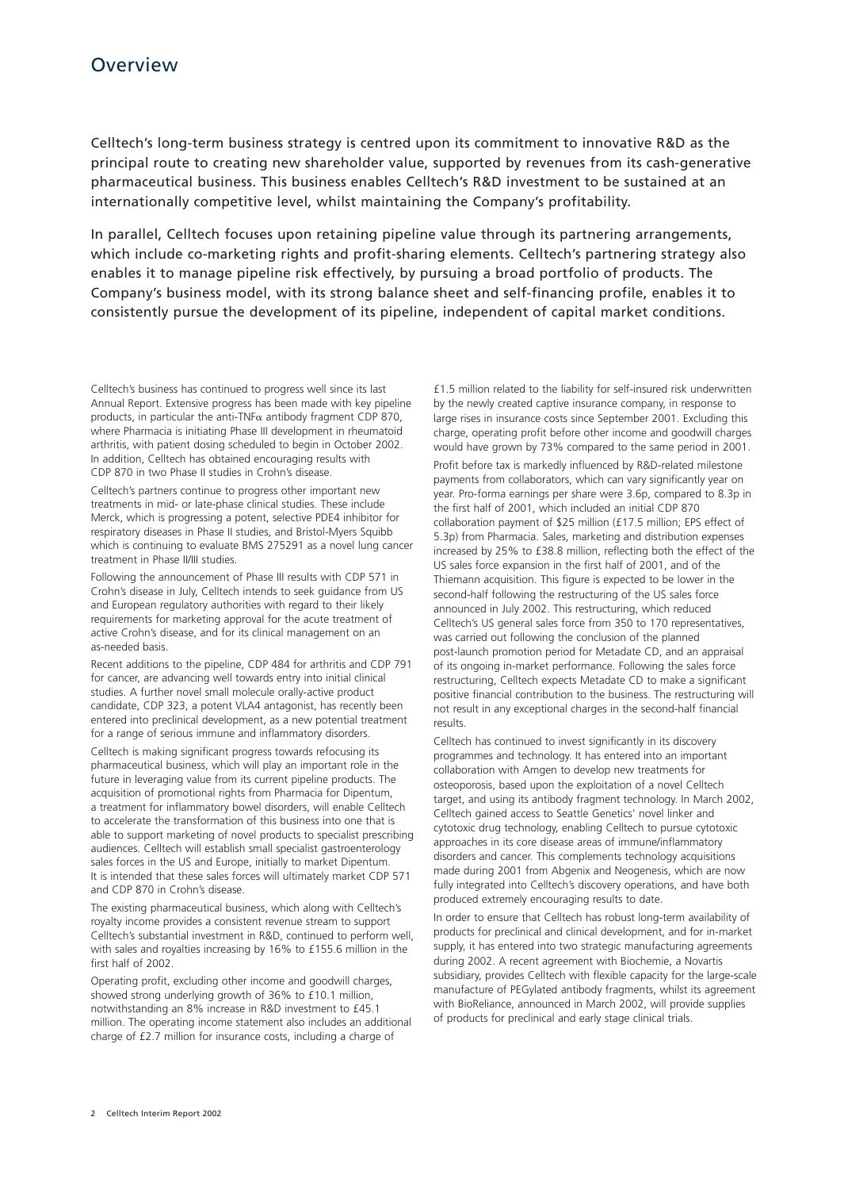# Overview

Celltech's long-term business strategy is centred upon its commitment to innovative R&D as the principal route to creating new shareholder value, supported by revenues from its cash-generative pharmaceutical business. This business enables Celltech's R&D investment to be sustained at an internationally competitive level, whilst maintaining the Company's profitability.

In parallel, Celltech focuses upon retaining pipeline value through its partnering arrangements, which include co-marketing rights and profit-sharing elements. Celltech's partnering strategy also enables it to manage pipeline risk effectively, by pursuing a broad portfolio of products. The Company's business model, with its strong balance sheet and self-financing profile, enables it to consistently pursue the development of its pipeline, independent of capital market conditions.

Celltech's business has continued to progress well since its last Annual Report. Extensive progress has been made with key pipeline products, in particular the anti-TNF$\alpha$ antibody fragment CDP 870, where Pharmacia is initiating Phase III development in rheumatoid arthritis, with patient dosing scheduled to begin in October 2002. In addition, Celltech has obtained encouraging results with CDP 870 in two Phase II studies in Crohn's disease.

Celltech's partners continue to progress other important new treatments in mid- or late-phase clinical studies. These include Merck, which is progressing a potent, selective PDE4 inhibitor for respiratory diseases in Phase II studies, and Bristol-Myers Squibb which is continuing to evaluate BMS 275291 as a novel lung cancer treatment in Phase II/III studies.

Following the announcement of Phase III results with CDP 571 in Crohn's disease in July, Celltech intends to seek guidance from US and European regulatory authorities with regard to their likely requirements for marketing approval for the acute treatment of active Crohn's disease, and for its clinical management on an as-needed basis.

Recent additions to the pipeline, CDP 484 for arthritis and CDP 791 for cancer, are advancing well towards entry into initial clinical studies. A further novel small molecule orally-active product candidate, CDP 323, a potent VLA4 antagonist, has recently been entered into preclinical development, as a new potential treatment for a range of serious immune and inflammatory disorders.

Celltech is making significant progress towards refocusing its pharmaceutical business, which will play an important role in the future in leveraging value from its current pipeline products. The acquisition of promotional rights from Pharmacia for Dipentum, a treatment for inflammatory bowel disorders, will enable Celltech to accelerate the transformation of this business into one that is able to support marketing of novel products to specialist prescribing audiences. Celltech will establish small specialist gastroenterology sales forces in the US and Europe, initially to market Dipentum. It is intended that these sales forces will ultimately market CDP 571 and CDP 870 in Crohn's disease.

The existing pharmaceutical business, which along with Celltech's royalty income provides a consistent revenue stream to support Celltech's substantial investment in R&D, continued to perform well, with sales and royalties increasing by 16% to £155.6 million in the first half of 2002.

Operating profit, excluding other income and goodwill charges, showed strong underlying growth of 36% to £10.1 million, notwithstanding an 8% increase in R&D investment to £45.1 million. The operating income statement also includes an additional charge of £2.7 million for insurance costs, including a charge of £1.5 million related to the liability for self-insured risk underwritten by the newly created captive insurance company, in response to large rises in insurance costs since September 2001. Excluding this charge, operating profit before other income and goodwill charges would have grown by 73% compared to the same period in 2001.

Profit before tax is markedly influenced by R&D-related milestone payments from collaborators, which can vary significantly year on year. Pro-forma earnings per share were 3.6p, compared to 8.3p in the first half of 2001, which included an initial CDP 870 collaboration payment of $25 million (£17.5 million; EPS effect of 5.3p) from Pharmacia. Sales, marketing and distribution expenses increased by 25% to £38.8 million, reflecting both the effect of the US sales force expansion in the first half of 2001, and of the Thiemann acquisition. This figure is expected to be lower in the second-half following the restructuring of the US sales force announced in July 2002. This restructuring, which reduced Celltech's US general sales force from 350 to 170 representatives, was carried out following the conclusion of the planned post-launch promotion period for Metadate CD, and an appraisal of its ongoing in-market performance. Following the sales force restructuring, Celltech expects Metadate CD to make a significant positive financial contribution to the business. The restructuring will not result in any exceptional charges in the second-half financial results.

Celltech has continued to invest significantly in its discovery programmes and technology. It has entered into an important collaboration with Amgen to develop new treatments for osteoporosis, based upon the exploitation of a novel Celltech target, and using its antibody fragment technology. In March 2002, Celltech gained access to Seattle Genetics' novel linker and cytotoxic drug technology, enabling Celltech to pursue cytotoxic approaches in its core disease areas of immune/inflammatory disorders and cancer. This complements technology acquisitions made during 2001 from Abgenix and Neogenesis, which are now fully integrated into Celltech's discovery operations, and have both produced extremely encouraging results to date.

In order to ensure that Celltech has robust long-term availability of products for preclinical and clinical development, and for in-market supply, it has entered into two strategic manufacturing agreements during 2002. A recent agreement with Biochemie, a Novartis subsidiary, provides Celltech with flexible capacity for the large-scale manufacture of PEGylated antibody fragments, whilst its agreement with BioReliance, announced in March 2002, will provide supplies of products for preclinical and early stage clinical trials.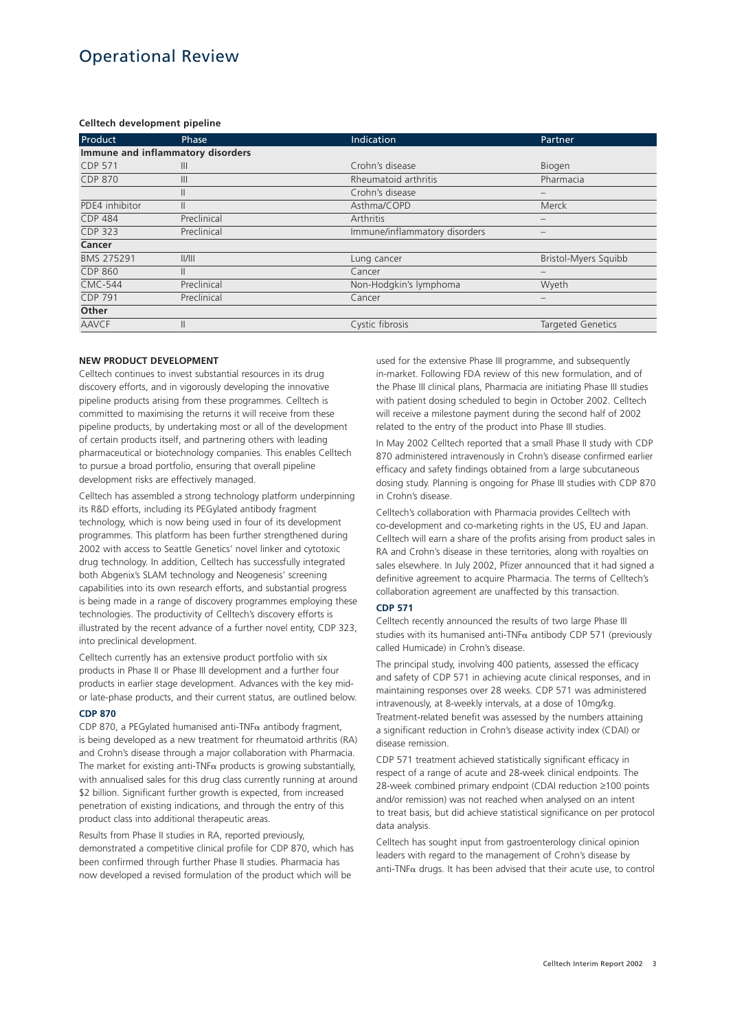# Operational Review

**Celltech development pipeline**

| Product | Phase | Indication | Partner |
|---|---|---|---|
| **Immune and inflammatory disorders** | | | |
| CDP 571 | III | Crohn's disease | Biogen |
| CDP 870 | III | Rheumatoid arthritis | Pharmacia |
| | II | Crohn's disease | – |
| PDE4 inhibitor | II | Asthma/COPD | Merck |
| CDP 484 | Preclinical | Arthritis | – |
| CDP 323 | Preclinical | Immune/inflammatory disorders | – |
| **Cancer** | | | |
| BMS 275291 | II/III | Lung cancer | Bristol-Myers Squibb |
| CDP 860 | II | Cancer | – |
| CMC-544 | Preclinical | Non-Hodgkin's lymphoma | Wyeth |
| CDP 791 | Preclinical | Cancer | – |
| **Other** | | | |
| AAVCF | II | Cystic fibrosis | Targeted Genetics |

**NEW PRODUCT DEVELOPMENT**

Celltech continues to invest substantial resources in its drug discovery efforts, and in vigorously developing the innovative pipeline products arising from these programmes. Celltech is committed to maximising the returns it will receive from these pipeline products, by undertaking most or all of the development of certain products itself, and partnering others with leading pharmaceutical or biotechnology companies. This enables Celltech to pursue a broad portfolio, ensuring that overall pipeline development risks are effectively managed.

Celltech has assembled a strong technology platform underpinning its R&D efforts, including its PEGylated antibody fragment technology, which is now being used in four of its development programmes. This platform has been further strengthened during 2002 with access to Seattle Genetics' novel linker and cytotoxic drug technology. In addition, Celltech has successfully integrated both Abgenix's SLAM technology and Neogenesis' screening capabilities into its own research efforts, and substantial progress is being made in a range of discovery programmes employing these technologies. The productivity of Celltech's discovery efforts is illustrated by the recent advance of a further novel entity, CDP 323, into preclinical development.

Celltech currently has an extensive product portfolio with six products in Phase II or Phase III development and a further four products in earlier stage development. Advances with the key mid- or late-phase products, and their current status, are outlined below.

**CDP 870**

CDP 870, a PEGylated humanised anti-TNFα antibody fragment, is being developed as a new treatment for rheumatoid arthritis (RA) and Crohn's disease through a major collaboration with Pharmacia. The market for existing anti-TNFα products is growing substantially, with annualised sales for this drug class currently running at around $2 billion. Significant further growth is expected, from increased penetration of existing indications, and through the entry of this product class into additional therapeutic areas.

Results from Phase II studies in RA, reported previously, demonstrated a competitive clinical profile for CDP 870, which has been confirmed through further Phase II studies. Pharmacia has now developed a revised formulation of the product which will be used for the extensive Phase III programme, and subsequently in-market. Following FDA review of this new formulation, and of the Phase III clinical plans, Pharmacia are initiating Phase III studies with patient dosing scheduled to begin in October 2002. Celltech will receive a milestone payment during the second half of 2002 related to the entry of the product into Phase III studies.

In May 2002 Celltech reported that a small Phase II study with CDP 870 administered intravenously in Crohn's disease confirmed earlier efficacy and safety findings obtained from a large subcutaneous dosing study. Planning is ongoing for Phase III studies with CDP 870 in Crohn's disease.

Celltech's collaboration with Pharmacia provides Celltech with co-development and co-marketing rights in the US, EU and Japan. Celltech will earn a share of the profits arising from product sales in RA and Crohn's disease in these territories, along with royalties on sales elsewhere. In July 2002, Pfizer announced that it had signed a definitive agreement to acquire Pharmacia. The terms of Celltech's collaboration agreement are unaffected by this transaction.

**CDP 571**

Celltech recently announced the results of two large Phase III studies with its humanised anti-TNFα antibody CDP 571 (previously called Humicade) in Crohn's disease.

The principal study, involving 400 patients, assessed the efficacy and safety of CDP 571 in achieving acute clinical responses, and in maintaining responses over 28 weeks. CDP 571 was administered intravenously, at 8-weekly intervals, at a dose of 10mg/kg. Treatment-related benefit was assessed by the numbers attaining a significant reduction in Crohn's disease activity index (CDAI) or disease remission.

CDP 571 treatment achieved statistically significant efficacy in respect of a range of acute and 28-week clinical endpoints. The 28-week combined primary endpoint (CDAI reduction ≥100 points and/or remission) was not reached when analysed on an intent to treat basis, but did achieve statistical significance on per protocol data analysis.

Celltech has sought input from gastroenterology clinical opinion leaders with regard to the management of Crohn's disease by anti-TNFα drugs. It has been advised that their acute use, to control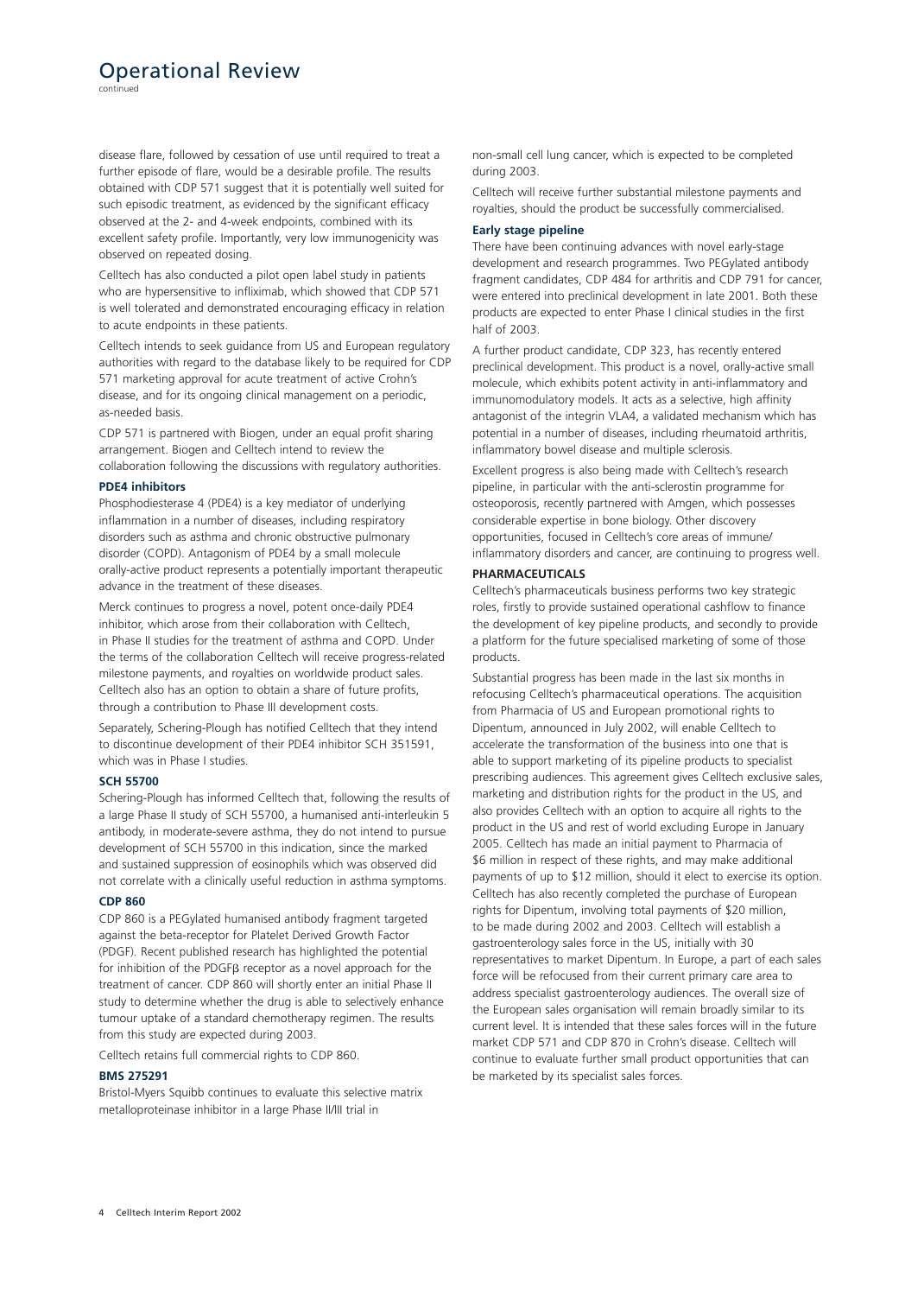# Operational Review

continued

disease flare, followed by cessation of use until required to treat a further episode of flare, would be a desirable profile. The results obtained with CDP 571 suggest that it is potentially well suited for such episodic treatment, as evidenced by the significant efficacy observed at the 2- and 4-week endpoints, combined with its excellent safety profile. Importantly, very low immunogenicity was observed on repeated dosing.

Celltech has also conducted a pilot open label study in patients who are hypersensitive to infliximab, which showed that CDP 571 is well tolerated and demonstrated encouraging efficacy in relation to acute endpoints in these patients.

Celltech intends to seek guidance from US and European regulatory authorities with regard to the database likely to be required for CDP 571 marketing approval for acute treatment of active Crohn's disease, and for its ongoing clinical management on a periodic, as-needed basis.

CDP 571 is partnered with Biogen, under an equal profit sharing arrangement. Biogen and Celltech intend to review the collaboration following the discussions with regulatory authorities.

**PDE4 inhibitors**

Phosphodiesterase 4 (PDE4) is a key mediator of underlying inflammation in a number of diseases, including respiratory disorders such as asthma and chronic obstructive pulmonary disorder (COPD). Antagonism of PDE4 by a small molecule orally-active product represents a potentially important therapeutic advance in the treatment of these diseases.

Merck continues to progress a novel, potent once-daily PDE4 inhibitor, which arose from their collaboration with Celltech, in Phase II studies for the treatment of asthma and COPD. Under the terms of the collaboration Celltech will receive progress-related milestone payments, and royalties on worldwide product sales. Celltech also has an option to obtain a share of future profits, through a contribution to Phase III development costs.

Separately, Schering-Plough has notified Celltech that they intend to discontinue development of their PDE4 inhibitor SCH 351591, which was in Phase I studies.

**SCH 55700**

Schering-Plough has informed Celltech that, following the results of a large Phase II study of SCH 55700, a humanised anti-interleukin 5 antibody, in moderate-severe asthma, they do not intend to pursue development of SCH 55700 in this indication, since the marked and sustained suppression of eosinophils which was observed did not correlate with a clinically useful reduction in asthma symptoms.

**CDP 860**

CDP 860 is a PEGylated humanised antibody fragment targeted against the beta-receptor for Platelet Derived Growth Factor (PDGF). Recent published research has highlighted the potential for inhibition of the PDGF$\beta$ receptor as a novel approach for the treatment of cancer. CDP 860 will shortly enter an initial Phase II study to determine whether the drug is able to selectively enhance tumour uptake of a standard chemotherapy regimen. The results from this study are expected during 2003.

Celltech retains full commercial rights to CDP 860.

**BMS 275291**

Bristol-Myers Squibb continues to evaluate this selective matrix metalloproteinase inhibitor in a large Phase II/III trial in non-small cell lung cancer, which is expected to be completed during 2003.

Celltech will receive further substantial milestone payments and royalties, should the product be successfully commercialised.

**Early stage pipeline**

There have been continuing advances with novel early-stage development and research programmes. Two PEGylated antibody fragment candidates, CDP 484 for arthritis and CDP 791 for cancer, were entered into preclinical development in late 2001. Both these products are expected to enter Phase I clinical studies in the first half of 2003.

A further product candidate, CDP 323, has recently entered preclinical development. This product is a novel, orally-active small molecule, which exhibits potent activity in anti-inflammatory and immunomodulatory models. It acts as a selective, high affinity antagonist of the integrin VLA4, a validated mechanism which has potential in a number of diseases, including rheumatoid arthritis, inflammatory bowel disease and multiple sclerosis.

Excellent progress is also being made with Celltech's research pipeline, in particular with the anti-sclerostin programme for osteoporosis, recently partnered with Amgen, which possesses considerable expertise in bone biology. Other discovery opportunities, focused in Celltech's core areas of immune/inflammatory disorders and cancer, are continuing to progress well.

**PHARMACEUTICALS**

Celltech's pharmaceuticals business performs two key strategic roles, firstly to provide sustained operational cashflow to finance the development of key pipeline products, and secondly to provide a platform for the future specialised marketing of some of those products.

Substantial progress has been made in the last six months in refocusing Celltech's pharmaceutical operations. The acquisition from Pharmacia of US and European promotional rights to Dipentum, announced in July 2002, will enable Celltech to accelerate the transformation of the business into one that is able to support marketing of its pipeline products to specialist prescribing audiences. This agreement gives Celltech exclusive sales, marketing and distribution rights for the product in the US, and also provides Celltech with an option to acquire all rights to the product in the US and rest of world excluding Europe in January 2005. Celltech has made an initial payment to Pharmacia of \$6 million in respect of these rights, and may make additional payments of up to \$12 million, should it elect to exercise its option. Celltech has also recently completed the purchase of European rights for Dipentum, involving total payments of \$20 million, to be made during 2002 and 2003. Celltech will establish a gastroenterology sales force in the US, initially with 30 representatives to market Dipentum. In Europe, a part of each sales force will be refocused from their current primary care area to address specialist gastroenterology audiences. The overall size of the European sales organisation will remain broadly similar to its current level. It is intended that these sales forces will in the future market CDP 571 and CDP 870 in Crohn's disease. Celltech will continue to evaluate further small product opportunities that can be marketed by its specialist sales forces.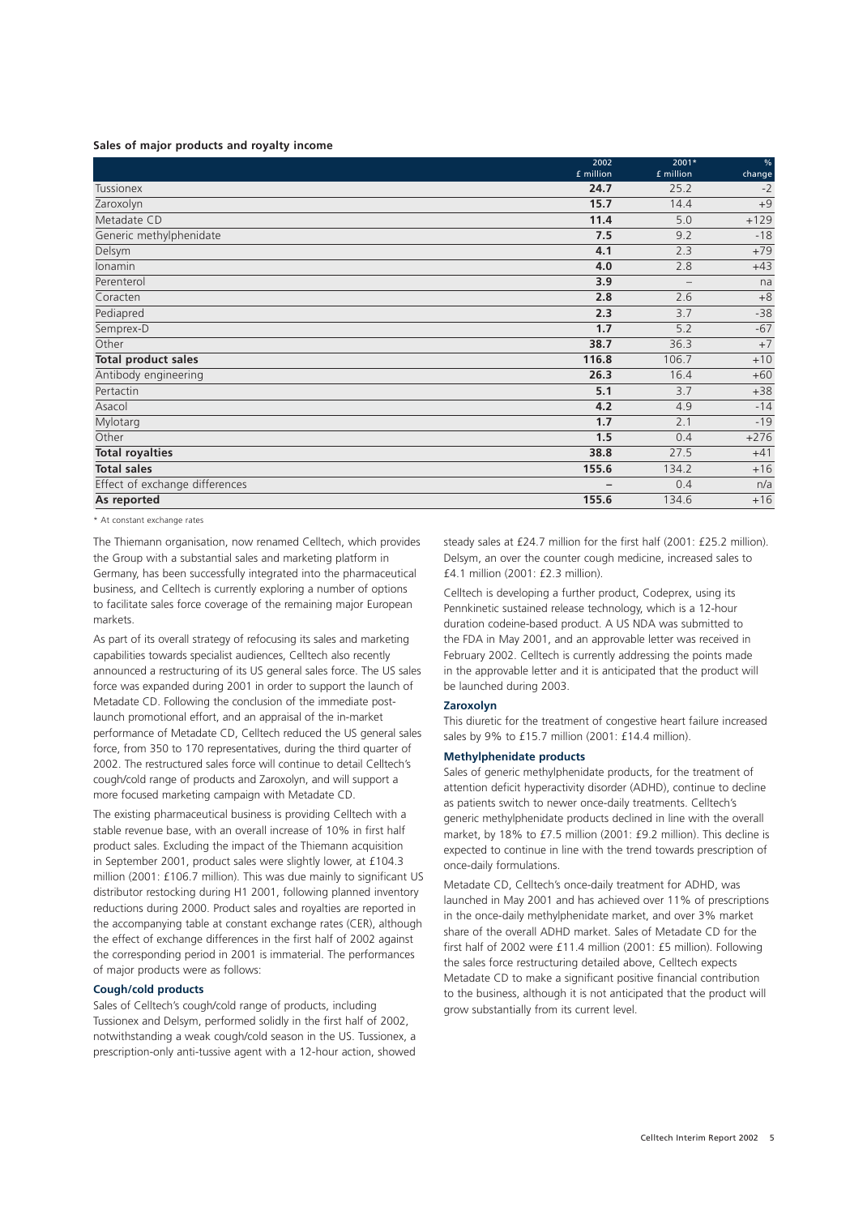**Sales of major products and royalty income**

| | 2002 £ million | 2001* £ million | % change |
|---|---|---|---|
| Tussionex | **24.7** | 25.2 | -2 |
| Zaroxolyn | **15.7** | 14.4 | +9 |
| Metadate CD | **11.4** | 5.0 | +129 |
| Generic methylphenidate | **7.5** | 9.2 | -18 |
| Delsym | **4.1** | 2.3 | +79 |
| Ionamin | **4.0** | 2.8 | +43 |
| Perenterol | **3.9** | – | na |
| Coracten | **2.8** | 2.6 | +8 |
| Pediapred | **2.3** | 3.7 | -38 |
| Semprex-D | **1.7** | 5.2 | -67 |
| Other | **38.7** | 36.3 | +7 |
| **Total product sales** | **116.8** | 106.7 | +10 |
| Antibody engineering | **26.3** | 16.4 | +60 |
| Pertactin | **5.1** | 3.7 | +38 |
| Asacol | **4.2** | 4.9 | -14 |
| Mylotarg | **1.7** | 2.1 | -19 |
| Other | **1.5** | 0.4 | +276 |
| **Total royalties** | **38.8** | 27.5 | +41 |
| **Total sales** | **155.6** | 134.2 | +16 |
| Effect of exchange differences | – | 0.4 | n/a |
| **As reported** | **155.6** | 134.6 | +16 |

\* At constant exchange rates

The Thiemann organisation, now renamed Celltech, which provides the Group with a substantial sales and marketing platform in Germany, has been successfully integrated into the pharmaceutical business, and Celltech is currently exploring a number of options to facilitate sales force coverage of the remaining major European markets.

As part of its overall strategy of refocusing its sales and marketing capabilities towards specialist audiences, Celltech also recently announced a restructuring of its US general sales force. The US sales force was expanded during 2001 in order to support the launch of Metadate CD. Following the conclusion of the immediate post-launch promotional effort, and an appraisal of the in-market performance of Metadate CD, Celltech reduced the US general sales force, from 350 to 170 representatives, during the third quarter of 2002. The restructured sales force will continue to detail Celltech's cough/cold range of products and Zaroxolyn, and will support a more focused marketing campaign with Metadate CD.

The existing pharmaceutical business is providing Celltech with a stable revenue base, with an overall increase of 10% in first half product sales. Excluding the impact of the Thiemann acquisition in September 2001, product sales were slightly lower, at £104.3 million (2001: £106.7 million). This was due mainly to significant US distributor restocking during H1 2001, following planned inventory reductions during 2000. Product sales and royalties are reported in the accompanying table at constant exchange rates (CER), although the effect of exchange differences in the first half of 2002 against the corresponding period in 2001 is immaterial. The performances of major products were as follows:

**Cough/cold products**

Sales of Celltech's cough/cold range of products, including Tussionex and Delsym, performed solidly in the first half of 2002, notwithstanding a weak cough/cold season in the US. Tussionex, a prescription-only anti-tussive agent with a 12-hour action, showed steady sales at £24.7 million for the first half (2001: £25.2 million). Delsym, an over the counter cough medicine, increased sales to £4.1 million (2001: £2.3 million).

Celltech is developing a further product, Codeprex, using its Pennkinetic sustained release technology, which is a 12-hour duration codeine-based product. A US NDA was submitted to the FDA in May 2001, and an approvable letter was received in February 2002. Celltech is currently addressing the points made in the approvable letter and it is anticipated that the product will be launched during 2003.

**Zaroxolyn**

This diuretic for the treatment of congestive heart failure increased sales by 9% to £15.7 million (2001: £14.4 million).

**Methylphenidate products**

Sales of generic methylphenidate products, for the treatment of attention deficit hyperactivity disorder (ADHD), continue to decline as patients switch to newer once-daily treatments. Celltech's generic methylphenidate products declined in line with the overall market, by 18% to £7.5 million (2001: £9.2 million). This decline is expected to continue in line with the trend towards prescription of once-daily formulations.

Metadate CD, Celltech's once-daily treatment for ADHD, was launched in May 2001 and has achieved over 11% of prescriptions in the once-daily methylphenidate market, and over 3% market share of the overall ADHD market. Sales of Metadate CD for the first half of 2002 were £11.4 million (2001: £5 million). Following the sales force restructuring detailed above, Celltech expects Metadate CD to make a significant positive financial contribution to the business, although it is not anticipated that the product will grow substantially from its current level.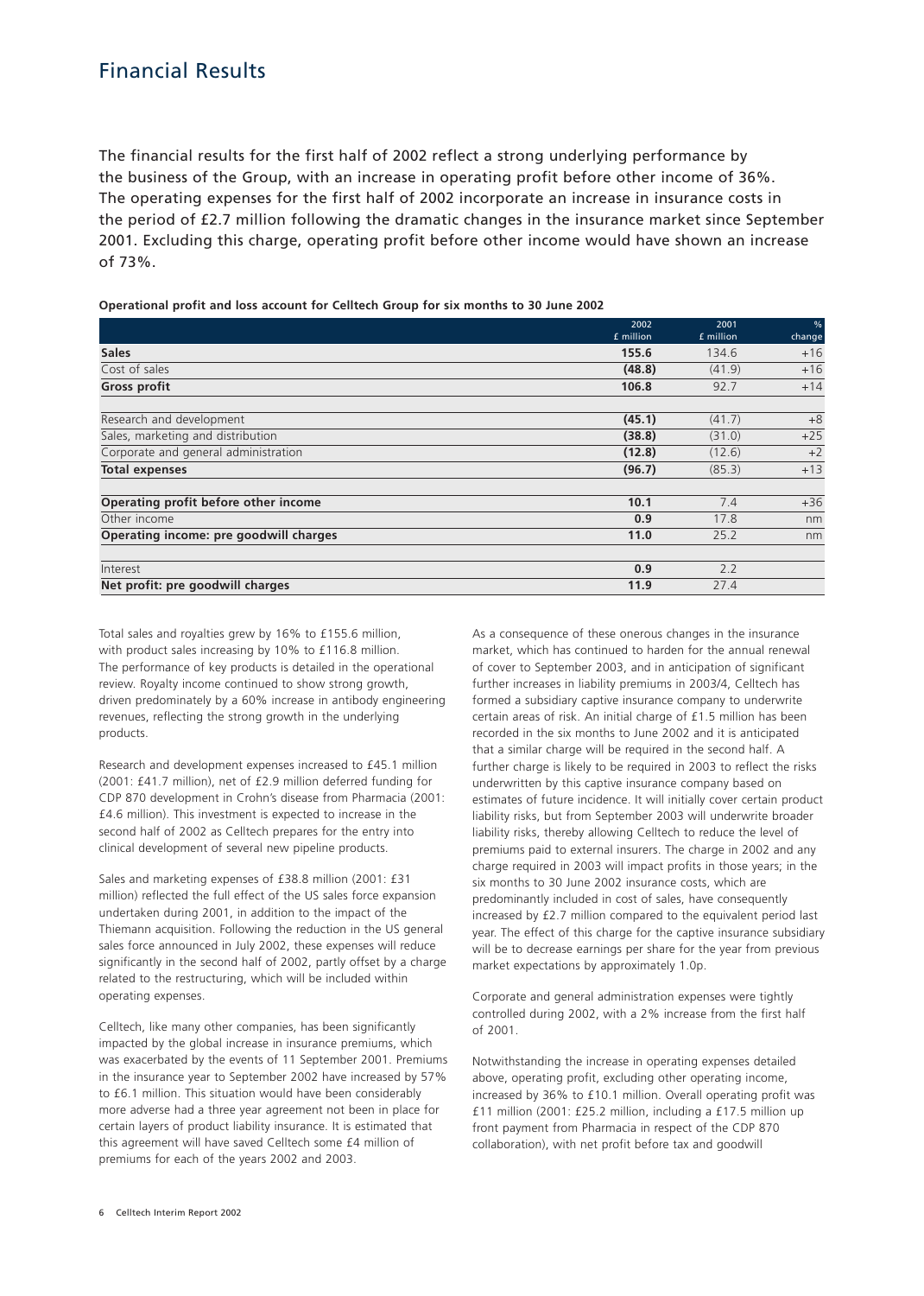# Financial Results

The financial results for the first half of 2002 reflect a strong underlying performance by the business of the Group, with an increase in operating profit before other income of 36%. The operating expenses for the first half of 2002 incorporate an increase in insurance costs in the period of £2.7 million following the dramatic changes in the insurance market since September 2001. Excluding this charge, operating profit before other income would have shown an increase of 73%.

**Operational profit and loss account for Celltech Group for six months to 30 June 2002**

| | 2002 £ million | 2001 £ million | % change |
|---|---|---|---|
| **Sales** | **155.6** | 134.6 | +16 |
| Cost of sales | **(48.8)** | (41.9) | +16 |
| **Gross profit** | **106.8** | 92.7 | +14 |
| | | | |
| Research and development | **(45.1)** | (41.7) | +8 |
| Sales, marketing and distribution | **(38.8)** | (31.0) | +25 |
| Corporate and general administration | **(12.8)** | (12.6) | +2 |
| **Total expenses** | **(96.7)** | (85.3) | +13 |
| | | | |
| **Operating profit before other income** | **10.1** | 7.4 | +36 |
| Other income | **0.9** | 17.8 | nm |
| **Operating income: pre goodwill charges** | **11.0** | 25.2 | nm |
| | | | |
| Interest | **0.9** | 2.2 | |
| **Net profit: pre goodwill charges** | **11.9** | 27.4 | |

Total sales and royalties grew by 16% to £155.6 million, with product sales increasing by 10% to £116.8 million. The performance of key products is detailed in the operational review. Royalty income continued to show strong growth, driven predominately by a 60% increase in antibody engineering revenues, reflecting the strong growth in the underlying products.

Research and development expenses increased to £45.1 million (2001: £41.7 million), net of £2.9 million deferred funding for CDP 870 development in Crohn's disease from Pharmacia (2001: £4.6 million). This investment is expected to increase in the second half of 2002 as Celltech prepares for the entry into clinical development of several new pipeline products.

Sales and marketing expenses of £38.8 million (2001: £31 million) reflected the full effect of the US sales force expansion undertaken during 2001, in addition to the impact of the Thiemann acquisition. Following the reduction in the US general sales force announced in July 2002, these expenses will reduce significantly in the second half of 2002, partly offset by a charge related to the restructuring, which will be included within operating expenses.

Celltech, like many other companies, has been significantly impacted by the global increase in insurance premiums, which was exacerbated by the events of 11 September 2001. Premiums in the insurance year to September 2002 have increased by 57% to £6.1 million. This situation would have been considerably more adverse had a three year agreement not been in place for certain layers of product liability insurance. It is estimated that this agreement will have saved Celltech some £4 million of premiums for each of the years 2002 and 2003.

As a consequence of these onerous changes in the insurance market, which has continued to harden for the annual renewal of cover to September 2003, and in anticipation of significant further increases in liability premiums in 2003/4, Celltech has formed a subsidiary captive insurance company to underwrite certain areas of risk. An initial charge of £1.5 million has been recorded in the six months to June 2002 and it is anticipated that a similar charge will be required in the second half. A further charge is likely to be required in 2003 to reflect the risks underwritten by this captive insurance company based on estimates of future incidence. It will initially cover certain product liability risks, but from September 2003 will underwrite broader liability risks, thereby allowing Celltech to reduce the level of premiums paid to external insurers. The charge in 2002 and any charge required in 2003 will impact profits in those years; in the six months to 30 June 2002 insurance costs, which are predominantly included in cost of sales, have consequently increased by £2.7 million compared to the equivalent period last year. The effect of this charge for the captive insurance subsidiary will be to decrease earnings per share for the year from previous market expectations by approximately 1.0p.

Corporate and general administration expenses were tightly controlled during 2002, with a 2% increase from the first half of 2001.

Notwithstanding the increase in operating expenses detailed above, operating profit, excluding other operating income, increased by 36% to £10.1 million. Overall operating profit was £11 million (2001: £25.2 million, including a £17.5 million up front payment from Pharmacia in respect of the CDP 870 collaboration), with net profit before tax and goodwill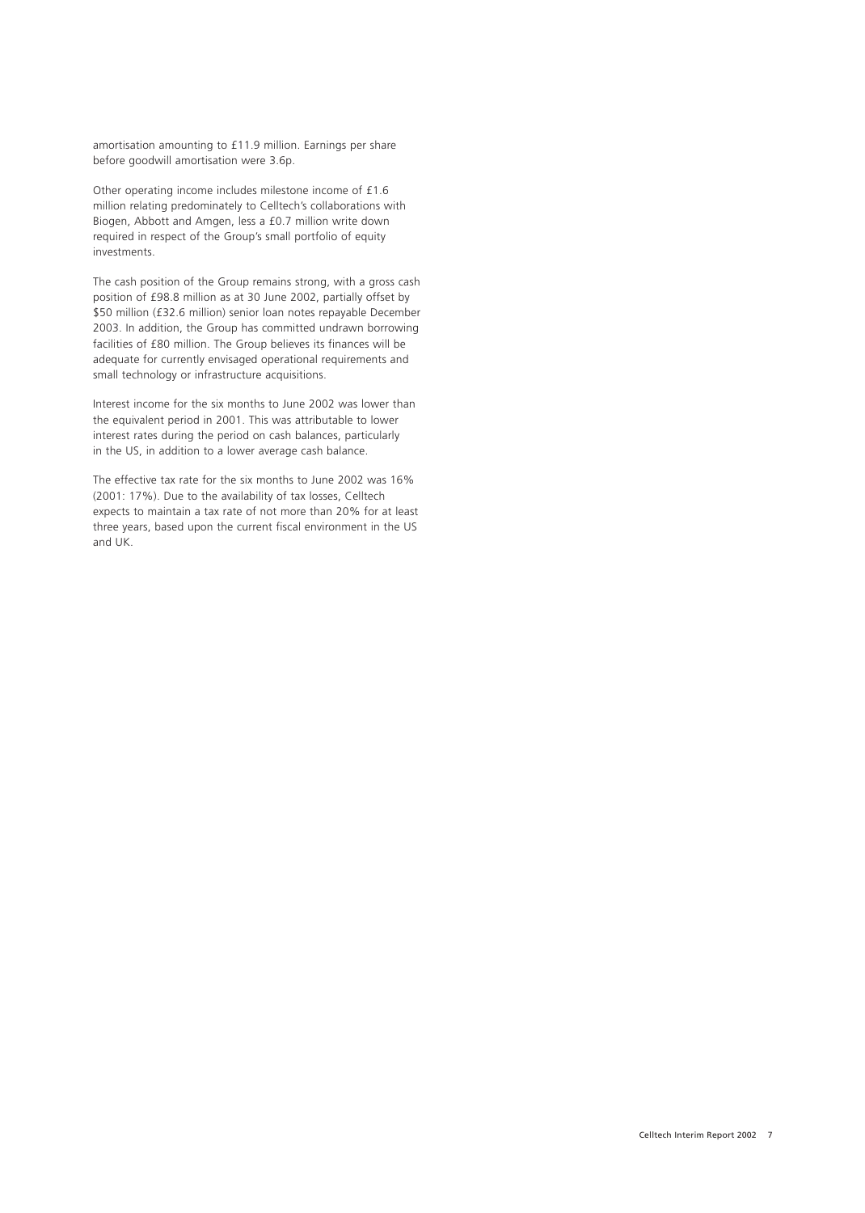amortisation amounting to £11.9 million. Earnings per share before goodwill amortisation were 3.6p.

Other operating income includes milestone income of £1.6 million relating predominately to Celltech's collaborations with Biogen, Abbott and Amgen, less a £0.7 million write down required in respect of the Group's small portfolio of equity investments.

The cash position of the Group remains strong, with a gross cash position of £98.8 million as at 30 June 2002, partially offset by $50 million (£32.6 million) senior loan notes repayable December 2003. In addition, the Group has committed undrawn borrowing facilities of £80 million. The Group believes its finances will be adequate for currently envisaged operational requirements and small technology or infrastructure acquisitions.

Interest income for the six months to June 2002 was lower than the equivalent period in 2001. This was attributable to lower interest rates during the period on cash balances, particularly in the US, in addition to a lower average cash balance.

The effective tax rate for the six months to June 2002 was 16% (2001: 17%). Due to the availability of tax losses, Celltech expects to maintain a tax rate of not more than 20% for at least three years, based upon the current fiscal environment in the US and UK.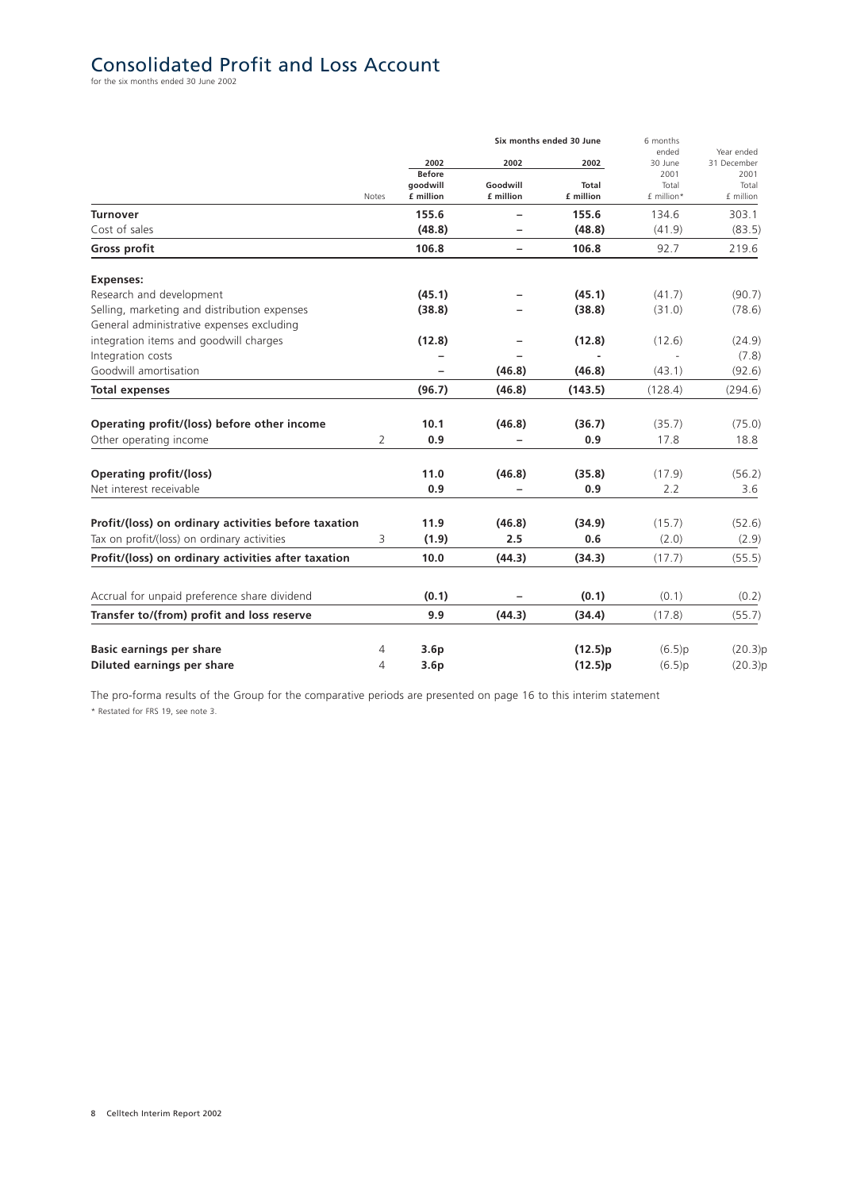# Consolidated Profit and Loss Account

for the six months ended 30 June 2002

| | Notes | Six months ended 30 June 2002 Before goodwill £ million | 2002 Goodwill £ million | 2002 Total £ million | 6 months ended 30 June 2001 Total £ million* | Year ended 31 December 2001 Total £ million |
|---|---|---|---|---|---|---|
| **Turnover** | | **155.6** | – | **155.6** | 134.6 | 303.1 |
| Cost of sales | | **(48.8)** | – | **(48.8)** | (41.9) | (83.5) |
| **Gross profit** | | **106.8** | – | **106.8** | 92.7 | 219.6 |
| **Expenses:** | | | | | | |
| Research and development | | **(45.1)** | – | **(45.1)** | (41.7) | (90.7) |
| Selling, marketing and distribution expenses | | **(38.8)** | – | **(38.8)** | (31.0) | (78.6) |
| General administrative expenses excluding integration items and goodwill charges | | **(12.8)** | – | **(12.8)** | (12.6) | (24.9) |
| Integration costs | | – | – | - | - | (7.8) |
| Goodwill amortisation | | – | **(46.8)** | **(46.8)** | (43.1) | (92.6) |
| **Total expenses** | | **(96.7)** | **(46.8)** | **(143.5)** | (128.4) | (294.6) |
| **Operating profit/(loss) before other income** | | **10.1** | **(46.8)** | **(36.7)** | (35.7) | (75.0) |
| Other operating income | 2 | **0.9** | – | **0.9** | 17.8 | 18.8 |
| **Operating profit/(loss)** | | **11.0** | **(46.8)** | **(35.8)** | (17.9) | (56.2) |
| Net interest receivable | | **0.9** | – | **0.9** | 2.2 | 3.6 |
| **Profit/(loss) on ordinary activities before taxation** | | **11.9** | **(46.8)** | **(34.9)** | (15.7) | (52.6) |
| Tax on profit/(loss) on ordinary activities | 3 | **(1.9)** | **2.5** | **0.6** | (2.0) | (2.9) |
| **Profit/(loss) on ordinary activities after taxation** | | **10.0** | **(44.3)** | **(34.3)** | (17.7) | (55.5) |
| Accrual for unpaid preference share dividend | | **(0.1)** | – | **(0.1)** | (0.1) | (0.2) |
| **Transfer to/(from) profit and loss reserve** | | **9.9** | **(44.3)** | **(34.4)** | (17.8) | (55.7) |
| **Basic earnings per share** | 4 | **3.6p** | | **(12.5)p** | (6.5)p | (20.3)p |
| **Diluted earnings per share** | 4 | **3.6p** | | **(12.5)p** | (6.5)p | (20.3)p |

The pro-forma results of the Group for the comparative periods are presented on page 16 to this interim statement

\* Restated for FRS 19, see note 3.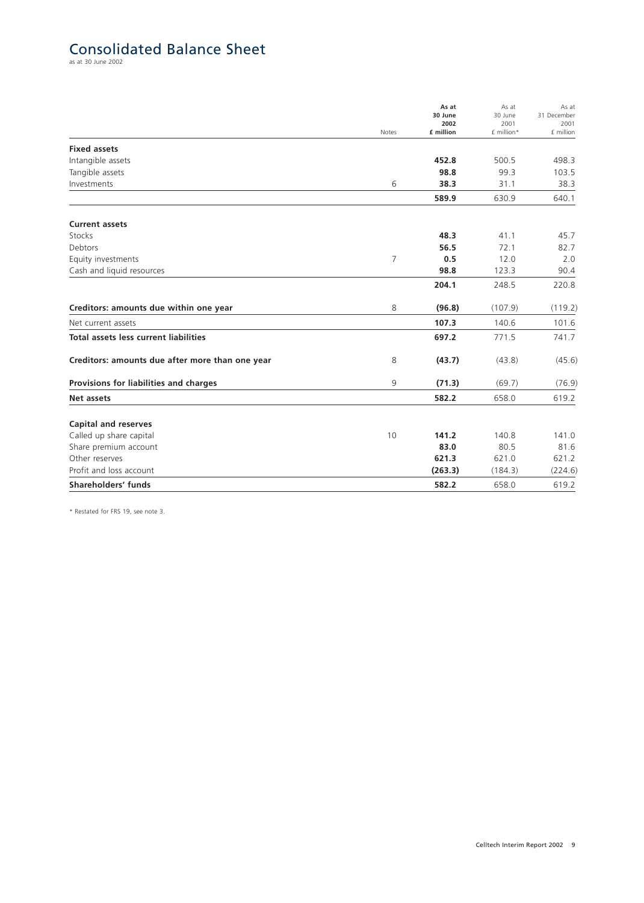# Consolidated Balance Sheet

as at 30 June 2002

| | Notes | As at 30 June 2002 £ million | As at 30 June 2001 £ million* | As at 31 December 2001 £ million |
|---|---|---|---|---|
| **Fixed assets** | | | | |
| Intangible assets | | **452.8** | 500.5 | 498.3 |
| Tangible assets | | **98.8** | 99.3 | 103.5 |
| Investments | 6 | **38.3** | 31.1 | 38.3 |
| | | **589.9** | 630.9 | 640.1 |
| **Current assets** | | | | |
| Stocks | | **48.3** | 41.1 | 45.7 |
| Debtors | | **56.5** | 72.1 | 82.7 |
| Equity investments | 7 | **0.5** | 12.0 | 2.0 |
| Cash and liquid resources | | **98.8** | 123.3 | 90.4 |
| | | **204.1** | 248.5 | 220.8 |
| **Creditors: amounts due within one year** | 8 | **(96.8)** | (107.9) | (119.2) |
| Net current assets | | **107.3** | 140.6 | 101.6 |
| **Total assets less current liabilities** | | **697.2** | 771.5 | 741.7 |
| **Creditors: amounts due after more than one year** | 8 | **(43.7)** | (43.8) | (45.6) |
| **Provisions for liabilities and charges** | 9 | **(71.3)** | (69.7) | (76.9) |
| **Net assets** | | **582.2** | 658.0 | 619.2 |
| **Capital and reserves** | | | | |
| Called up share capital | 10 | **141.2** | 140.8 | 141.0 |
| Share premium account | | **83.0** | 80.5 | 81.6 |
| Other reserves | | **621.3** | 621.0 | 621.2 |
| Profit and loss account | | **(263.3)** | (184.3) | (224.6) |
| **Shareholders' funds** | | **582.2** | 658.0 | 619.2 |

* Restated for FRS 19, see note 3.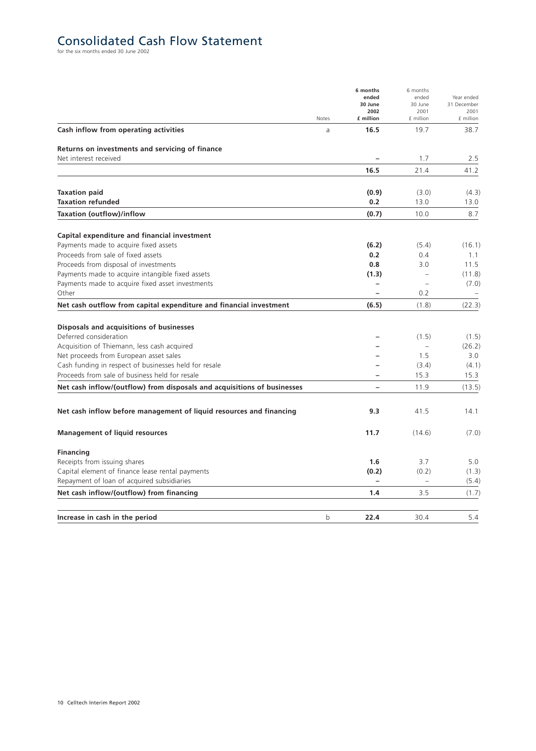# Consolidated Cash Flow Statement

for the six months ended 30 June 2002

| | Notes | **6 months ended 30 June 2002 £ million** | 6 months ended 30 June 2001 £ million | Year ended 31 December 2001 £ million |
|---|---|---|---|---|
| **Cash inflow from operating activities** | a | **16.5** | 19.7 | 38.7 |
| **Returns on investments and servicing of finance** | | | | |
| Net interest received | | **–** | 1.7 | 2.5 |
| | | **16.5** | 21.4 | 41.2 |
| **Taxation paid** | | **(0.9)** | (3.0) | (4.3) |
| **Taxation refunded** | | **0.2** | 13.0 | 13.0 |
| **Taxation (outflow)/inflow** | | **(0.7)** | 10.0 | 8.7 |
| **Capital expenditure and financial investment** | | | | |
| Payments made to acquire fixed assets | | **(6.2)** | (5.4) | (16.1) |
| Proceeds from sale of fixed assets | | **0.2** | 0.4 | 1.1 |
| Proceeds from disposal of investments | | **0.8** | 3.0 | 11.5 |
| Payments made to acquire intangible fixed assets | | **(1.3)** | – | (11.8) |
| Payments made to acquire fixed asset investments | | **–** | – | (7.0) |
| Other | | **–** | 0.2 | – |
| **Net cash outflow from capital expenditure and financial investment** | | **(6.5)** | (1.8) | (22.3) |
| **Disposals and acquisitions of businesses** | | | | |
| Deferred consideration | | **–** | (1.5) | (1.5) |
| Acquisition of Thiemann, less cash acquired | | **–** | – | (26.2) |
| Net proceeds from European asset sales | | **–** | 1.5 | 3.0 |
| Cash funding in respect of businesses held for resale | | **–** | (3.4) | (4.1) |
| Proceeds from sale of business held for resale | | **–** | 15.3 | 15.3 |
| **Net cash inflow/(outflow) from disposals and acquisitions of businesses** | | **–** | 11.9 | (13.5) |
| **Net cash inflow before management of liquid resources and financing** | | **9.3** | 41.5 | 14.1 |
| **Management of liquid resources** | | **11.7** | (14.6) | (7.0) |
| **Financing** | | | | |
| Receipts from issuing shares | | **1.6** | 3.7 | 5.0 |
| Capital element of finance lease rental payments | | **(0.2)** | (0.2) | (1.3) |
| Repayment of loan of acquired subsidiaries | | **–** | – | (5.4) |
| **Net cash inflow/(outflow) from financing** | | **1.4** | 3.5 | (1.7) |
| **Increase in cash in the period** | b | **22.4** | 30.4 | 5.4 |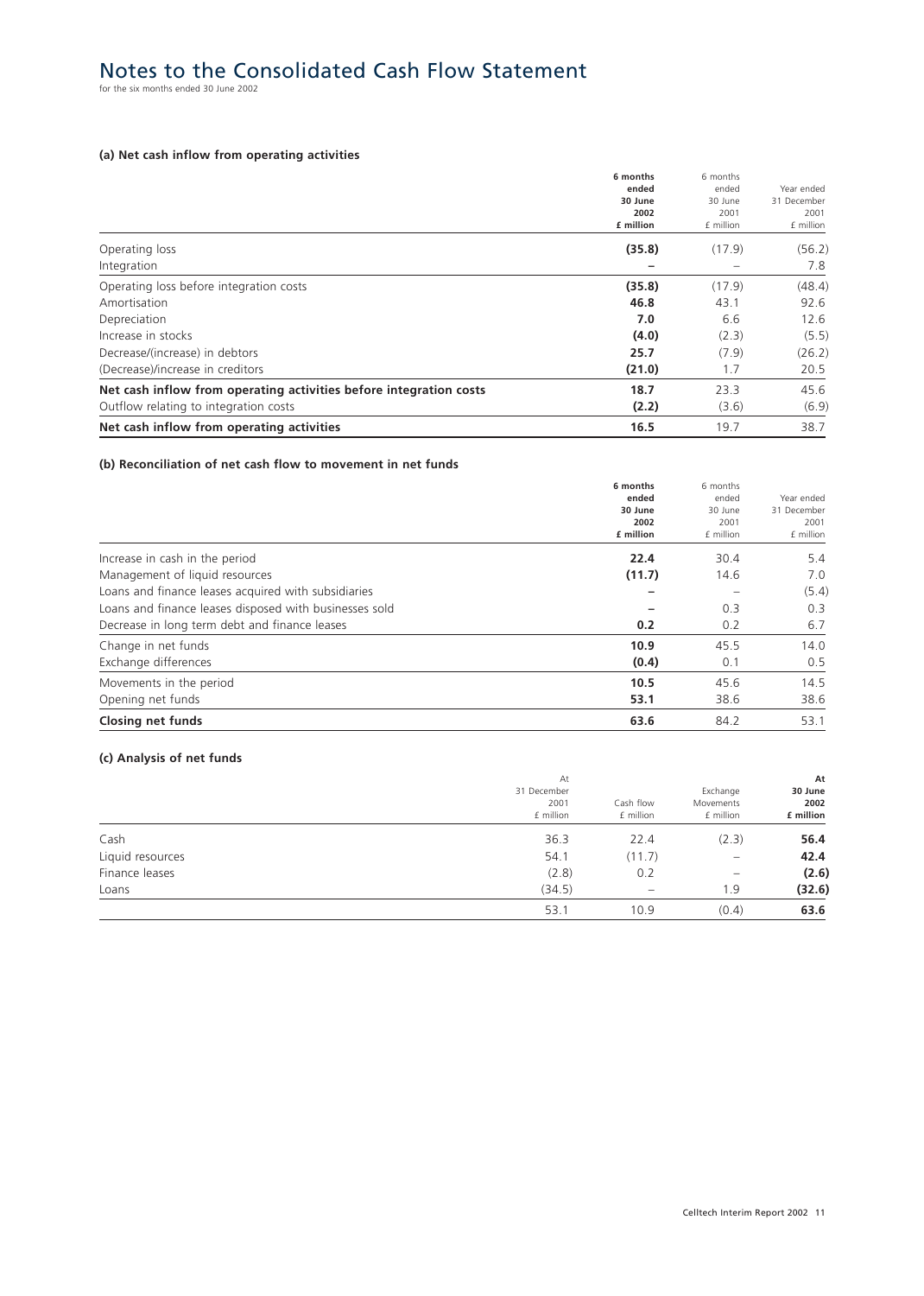# Notes to the Consolidated Cash Flow Statement

for the six months ended 30 June 2002

### (a) Net cash inflow from operating activities

| | **6 months ended 30 June 2002 £ million** | 6 months ended 30 June 2001 £ million | Year ended 31 December 2001 £ million |
|---|---|---|---|
| Operating loss | **(35.8)** | (17.9) | (56.2) |
| Integration | **–** | – | 7.8 |
| Operating loss before integration costs | **(35.8)** | (17.9) | (48.4) |
| Amortisation | **46.8** | 43.1 | 92.6 |
| Depreciation | **7.0** | 6.6 | 12.6 |
| Increase in stocks | **(4.0)** | (2.3) | (5.5) |
| Decrease/(increase) in debtors | **25.7** | (7.9) | (26.2) |
| (Decrease)/increase in creditors | **(21.0)** | 1.7 | 20.5 |
| **Net cash inflow from operating activities before integration costs** | **18.7** | 23.3 | 45.6 |
| Outflow relating to integration costs | **(2.2)** | (3.6) | (6.9) |
| **Net cash inflow from operating activities** | **16.5** | 19.7 | 38.7 |

### (b) Reconciliation of net cash flow to movement in net funds

| | **6 months ended 30 June 2002 £ million** | 6 months ended 30 June 2001 £ million | Year ended 31 December 2001 £ million |
|---|---|---|---|
| Increase in cash in the period | **22.4** | 30.4 | 5.4 |
| Management of liquid resources | **(11.7)** | 14.6 | 7.0 |
| Loans and finance leases acquired with subsidiaries | **–** | – | (5.4) |
| Loans and finance leases disposed with businesses sold | **–** | 0.3 | 0.3 |
| Decrease in long term debt and finance leases | **0.2** | 0.2 | 6.7 |
| Change in net funds | **10.9** | 45.5 | 14.0 |
| Exchange differences | **(0.4)** | 0.1 | 0.5 |
| Movements in the period | **10.5** | 45.6 | 14.5 |
| Opening net funds | **53.1** | 38.6 | 38.6 |
| **Closing net funds** | **63.6** | 84.2 | 53.1 |

### (c) Analysis of net funds

| | At 31 December 2001 £ million | Cash flow £ million | Exchange Movements £ million | **At 30 June 2002 £ million** |
|---|---|---|---|---|
| Cash | 36.3 | 22.4 | (2.3) | **56.4** |
| Liquid resources | 54.1 | (11.7) | – | **42.4** |
| Finance leases | (2.8) | 0.2 | – | **(2.6)** |
| Loans | (34.5) | – | 1.9 | **(32.6)** |
| | 53.1 | 10.9 | (0.4) | **63.6** |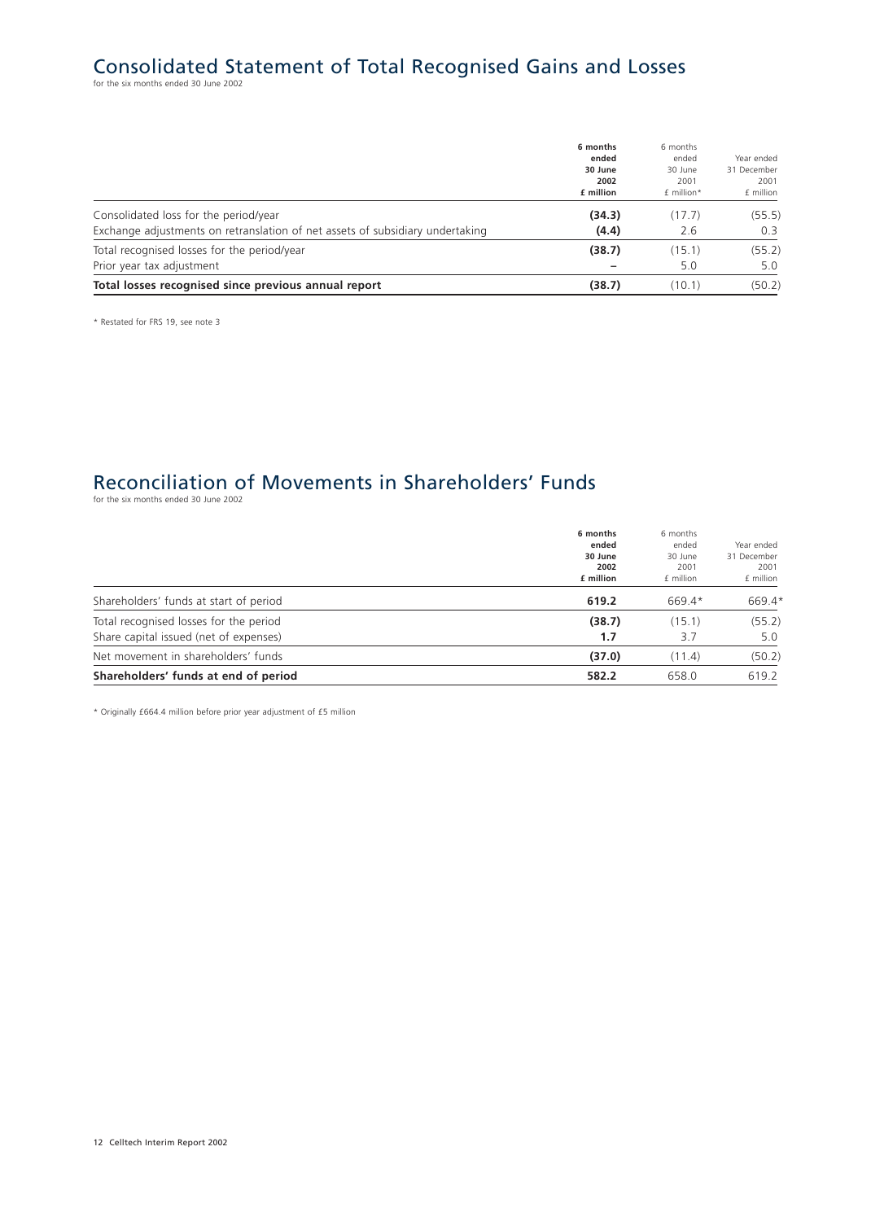# Consolidated Statement of Total Recognised Gains and Losses

for the six months ended 30 June 2002

| | **6 months ended 30 June 2002 £ million** | 6 months ended 30 June 2001 £ million* | Year ended 31 December 2001 £ million |
|---|---|---|---|
| Consolidated loss for the period/year | **(34.3)** | (17.7) | (55.5) |
| Exchange adjustments on retranslation of net assets of subsidiary undertaking | **(4.4)** | 2.6 | 0.3 |
| Total recognised losses for the period/year | **(38.7)** | (15.1) | (55.2) |
| Prior year tax adjustment | **–** | 5.0 | 5.0 |
| **Total losses recognised since previous annual report** | **(38.7)** | (10.1) | (50.2) |

\* Restated for FRS 19, see note 3

# Reconciliation of Movements in Shareholders' Funds

for the six months ended 30 June 2002

| | **6 months ended 30 June 2002 £ million** | 6 months ended 30 June 2001 £ million | Year ended 31 December 2001 £ million |
|---|---|---|---|
| Shareholders' funds at start of period | **619.2** | 669.4* | 669.4* |
| Total recognised losses for the period | **(38.7)** | (15.1) | (55.2) |
| Share capital issued (net of expenses) | **1.7** | 3.7 | 5.0 |
| Net movement in shareholders' funds | **(37.0)** | (11.4) | (50.2) |
| **Shareholders' funds at end of period** | **582.2** | 658.0 | 619.2 |

\* Originally £664.4 million before prior year adjustment of £5 million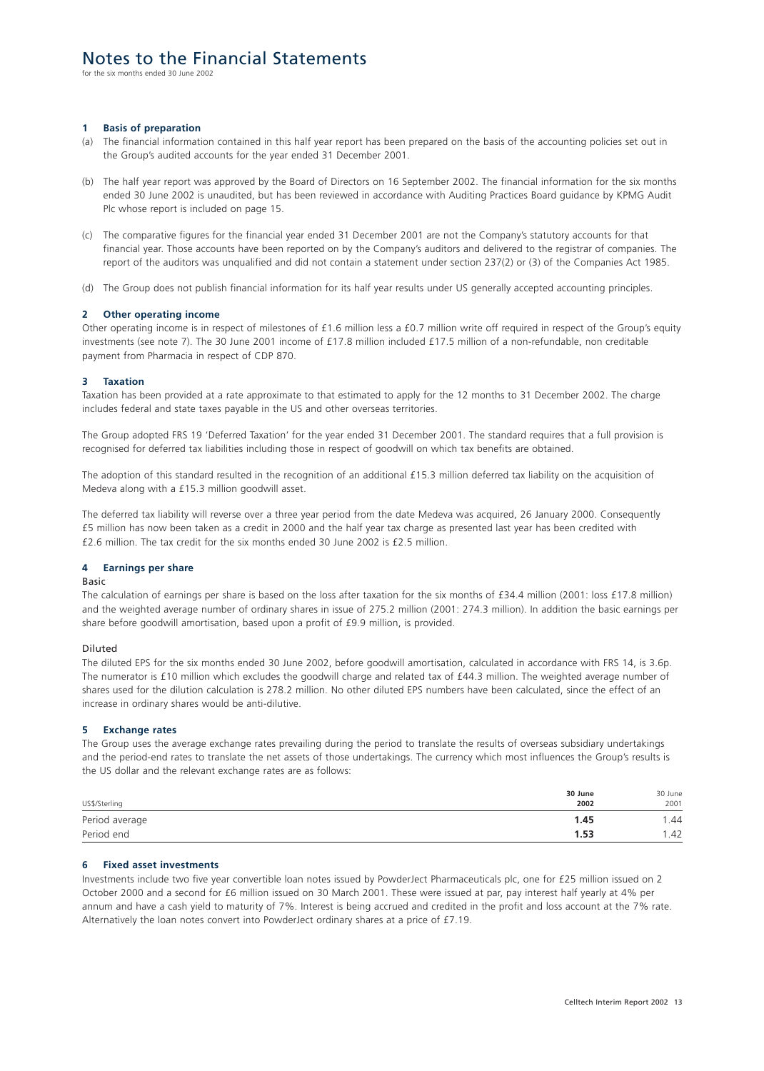# Notes to the Financial Statements

for the six months ended 30 June 2002

### 1 Basis of preparation

(a) The financial information contained in this half year report has been prepared on the basis of the accounting policies set out in the Group's audited accounts for the year ended 31 December 2001.

(b) The half year report was approved by the Board of Directors on 16 September 2002. The financial information for the six months ended 30 June 2002 is unaudited, but has been reviewed in accordance with Auditing Practices Board guidance by KPMG Audit Plc whose report is included on page 15.

(c) The comparative figures for the financial year ended 31 December 2001 are not the Company's statutory accounts for that financial year. Those accounts have been reported on by the Company's auditors and delivered to the registrar of companies. The report of the auditors was unqualified and did not contain a statement under section 237(2) or (3) of the Companies Act 1985.

(d) The Group does not publish financial information for its half year results under US generally accepted accounting principles.

### 2 Other operating income

Other operating income is in respect of milestones of £1.6 million less a £0.7 million write off required in respect of the Group's equity investments (see note 7). The 30 June 2001 income of £17.8 million included £17.5 million of a non-refundable, non creditable payment from Pharmacia in respect of CDP 870.

### 3 Taxation

Taxation has been provided at a rate approximate to that estimated to apply for the 12 months to 31 December 2002. The charge includes federal and state taxes payable in the US and other overseas territories.

The Group adopted FRS 19 'Deferred Taxation' for the year ended 31 December 2001. The standard requires that a full provision is recognised for deferred tax liabilities including those in respect of goodwill on which tax benefits are obtained.

The adoption of this standard resulted in the recognition of an additional £15.3 million deferred tax liability on the acquisition of Medeva along with a £15.3 million goodwill asset.

The deferred tax liability will reverse over a three year period from the date Medeva was acquired, 26 January 2000. Consequently £5 million has now been taken as a credit in 2000 and the half year tax charge as presented last year has been credited with £2.6 million. The tax credit for the six months ended 30 June 2002 is £2.5 million.

### 4 Earnings per share

Basic

The calculation of earnings per share is based on the loss after taxation for the six months of £34.4 million (2001: loss £17.8 million) and the weighted average number of ordinary shares in issue of 275.2 million (2001: 274.3 million). In addition the basic earnings per share before goodwill amortisation, based upon a profit of £9.9 million, is provided.

Diluted

The diluted EPS for the six months ended 30 June 2002, before goodwill amortisation, calculated in accordance with FRS 14, is 3.6p. The numerator is £10 million which excludes the goodwill charge and related tax of £44.3 million. The weighted average number of shares used for the dilution calculation is 278.2 million. No other diluted EPS numbers have been calculated, since the effect of an increase in ordinary shares would be anti-dilutive.

### 5 Exchange rates

The Group uses the average exchange rates prevailing during the period to translate the results of overseas subsidiary undertakings and the period-end rates to translate the net assets of those undertakings. The currency which most influences the Group's results is the US dollar and the relevant exchange rates are as follows:

| US$/Sterling | **30 June 2002** | 30 June 2001 |
|---|---|---|
| Period average | **1.45** | 1.44 |
| Period end | **1.53** | 1.42 |

### 6 Fixed asset investments

Investments include two five year convertible loan notes issued by PowderJect Pharmaceuticals plc, one for £25 million issued on 2 October 2000 and a second for £6 million issued on 30 March 2001. These were issued at par, pay interest half yearly at 4% per annum and have a cash yield to maturity of 7%. Interest is being accrued and credited in the profit and loss account at the 7% rate. Alternatively the loan notes convert into PowderJect ordinary shares at a price of £7.19.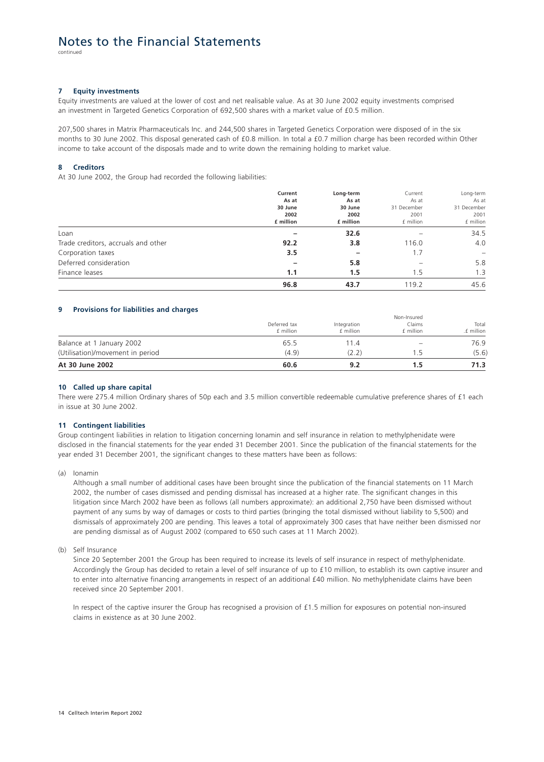# Notes to the Financial Statements

continued

### 7 Equity investments

Equity investments are valued at the lower of cost and net realisable value. As at 30 June 2002 equity investments comprised an investment in Targeted Genetics Corporation of 692,500 shares with a market value of £0.5 million.

207,500 shares in Matrix Pharmaceuticals Inc. and 244,500 shares in Targeted Genetics Corporation were disposed of in the six months to 30 June 2002. This disposal generated cash of £0.8 million. In total a £0.7 million charge has been recorded within Other income to take account of the disposals made and to write down the remaining holding to market value.

### 8 Creditors

At 30 June 2002, the Group had recorded the following liabilities:

| | **Current As at 30 June 2002 £ million** | **Long-term As at 30 June 2002 £ million** | Current As at 31 December 2001 £ million | Long-term As at 31 December 2001 £ million |
|---|---|---|---|---|
| Loan | **–** | **32.6** | – | 34.5 |
| Trade creditors, accruals and other | **92.2** | **3.8** | 116.0 | 4.0 |
| Corporation taxes | **3.5** | **–** | 1.7 | – |
| Deferred consideration | **–** | **5.8** | – | 5.8 |
| Finance leases | **1.1** | **1.5** | 1.5 | 1.3 |
| | **96.8** | **43.7** | 119.2 | 45.6 |

### 9 Provisions for liabilities and charges

| | Deferred tax £ million | Integration £ million | Non-Insured Claims £ million | Total £ million |
|---|---|---|---|---|
| Balance at 1 January 2002 | 65.5 | 11.4 | – | 76.9 |
| (Utilisation)/movement in period | (4.9) | (2.2) | 1.5 | (5.6) |
| **At 30 June 2002** | **60.6** | **9.2** | **1.5** | **71.3** |

### 10 Called up share capital

There were 275.4 million Ordinary shares of 50p each and 3.5 million convertible redeemable cumulative preference shares of £1 each in issue at 30 June 2002.

### 11 Contingent liabilities

Group contingent liabilities in relation to litigation concerning Ionamin and self insurance in relation to methylphenidate were disclosed in the financial statements for the year ended 31 December 2001. Since the publication of the financial statements for the year ended 31 December 2001, the significant changes to these matters have been as follows:

(a) Ionamin

Although a small number of additional cases have been brought since the publication of the financial statements on 11 March 2002, the number of cases dismissed and pending dismissal has increased at a higher rate. The significant changes in this litigation since March 2002 have been as follows (all numbers approximate): an additional 2,750 have been dismissed without payment of any sums by way of damages or costs to third parties (bringing the total dismissed without liability to 5,500) and dismissals of approximately 200 are pending. This leaves a total of approximately 300 cases that have neither been dismissed nor are pending dismissal as of August 2002 (compared to 650 such cases at 11 March 2002).

(b) Self Insurance

Since 20 September 2001 the Group has been required to increase its levels of self insurance in respect of methylphenidate. Accordingly the Group has decided to retain a level of self insurance of up to £10 million, to establish its own captive insurer and to enter into alternative financing arrangements in respect of an additional £40 million. No methylphenidate claims have been received since 20 September 2001.

In respect of the captive insurer the Group has recognised a provision of £1.5 million for exposures on potential non-insured claims in existence as at 30 June 2002.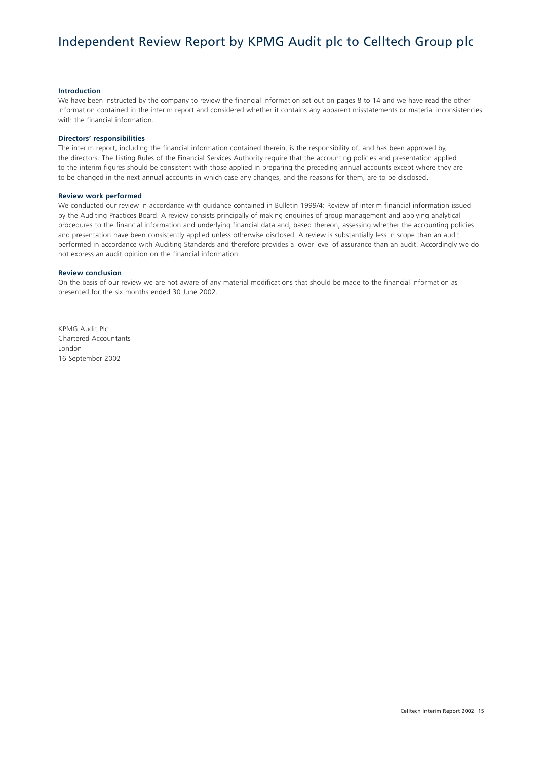# Independent Review Report by KPMG Audit plc to Celltech Group plc

**Introduction**

We have been instructed by the company to review the financial information set out on pages 8 to 14 and we have read the other information contained in the interim report and considered whether it contains any apparent misstatements or material inconsistencies with the financial information.

**Directors' responsibilities**

The interim report, including the financial information contained therein, is the responsibility of, and has been approved by, the directors. The Listing Rules of the Financial Services Authority require that the accounting policies and presentation applied to the interim figures should be consistent with those applied in preparing the preceding annual accounts except where they are to be changed in the next annual accounts in which case any changes, and the reasons for them, are to be disclosed.

**Review work performed**

We conducted our review in accordance with guidance contained in Bulletin 1999/4: Review of interim financial information issued by the Auditing Practices Board. A review consists principally of making enquiries of group management and applying analytical procedures to the financial information and underlying financial data and, based thereon, assessing whether the accounting policies and presentation have been consistently applied unless otherwise disclosed. A review is substantially less in scope than an audit performed in accordance with Auditing Standards and therefore provides a lower level of assurance than an audit. Accordingly we do not express an audit opinion on the financial information.

**Review conclusion**

On the basis of our review we are not aware of any material modifications that should be made to the financial information as presented for the six months ended 30 June 2002.

KPMG Audit Plc
Chartered Accountants
London
16 September 2002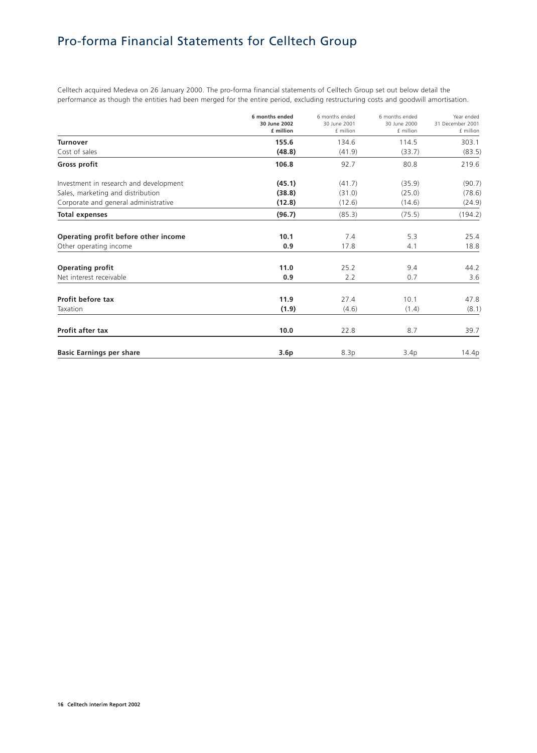# Pro-forma Financial Statements for Celltech Group

Celltech acquired Medeva on 26 January 2000. The pro-forma financial statements of Celltech Group set out below detail the performance as though the entities had been merged for the entire period, excluding restructuring costs and goodwill amortisation.

| | **6 months ended 30 June 2002 £ million** | 6 months ended 30 June 2001 £ million | 6 months ended 30 June 2000 £ million | Year ended 31 December 2001 £ million |
|---|---|---|---|---|
| **Turnover** | **155.6** | 134.6 | 114.5 | 303.1 |
| Cost of sales | **(48.8)** | (41.9) | (33.7) | (83.5) |
| **Gross profit** | **106.8** | 92.7 | 80.8 | 219.6 |
| Investment in research and development | **(45.1)** | (41.7) | (35.9) | (90.7) |
| Sales, marketing and distribution | **(38.8)** | (31.0) | (25.0) | (78.6) |
| Corporate and general administrative | **(12.8)** | (12.6) | (14.6) | (24.9) |
| **Total expenses** | **(96.7)** | (85.3) | (75.5) | (194.2) |
| **Operating profit before other income** | **10.1** | 7.4 | 5.3 | 25.4 |
| Other operating income | **0.9** | 17.8 | 4.1 | 18.8 |
| **Operating profit** | **11.0** | 25.2 | 9.4 | 44.2 |
| Net interest receivable | **0.9** | 2.2 | 0.7 | 3.6 |
| **Profit before tax** | **11.9** | 27.4 | 10.1 | 47.8 |
| Taxation | **(1.9)** | (4.6) | (1.4) | (8.1) |
| **Profit after tax** | **10.0** | 22.8 | 8.7 | 39.7 |
| **Basic Earnings per share** | **3.6p** | 8.3p | 3.4p | 14.4p |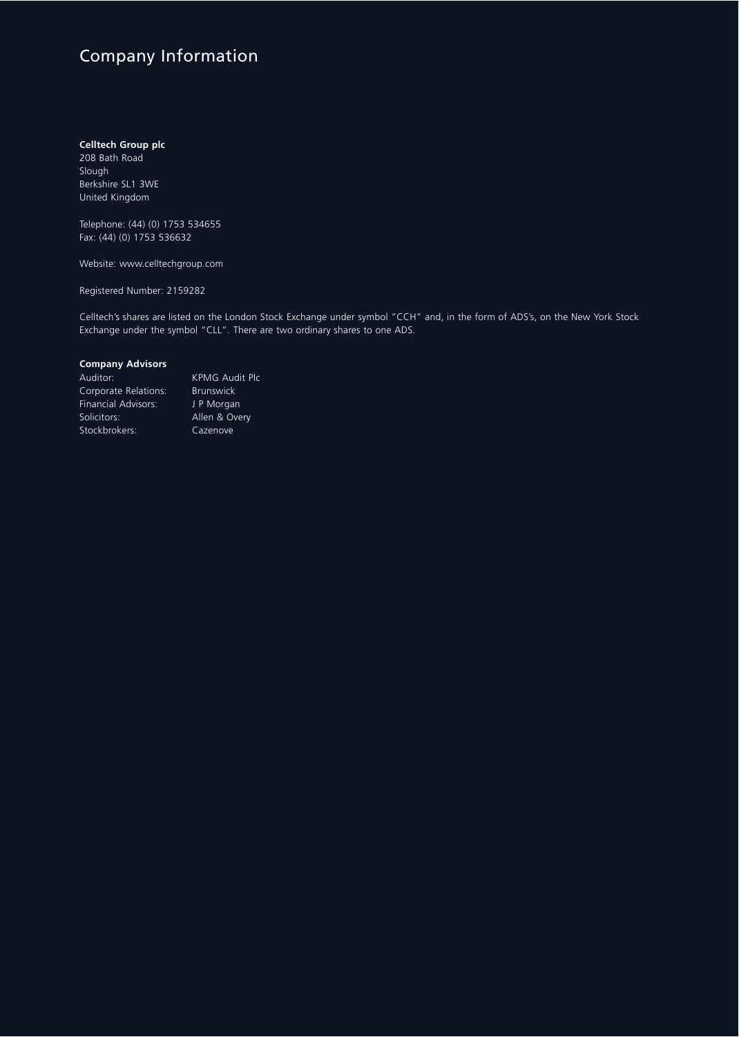# Company Information

**Celltech Group plc**
208 Bath Road
Slough
Berkshire SL1 3WE
United Kingdom

Telephone: (44) (0) 1753 534655
Fax: (44) (0) 1753 536632

Website: www.celltechgroup.com

Registered Number: 2159282

Celltech's shares are listed on the London Stock Exchange under symbol "CCH" and, in the form of ADS's, on the New York Stock Exchange under the symbol "CLL". There are two ordinary shares to one ADS.

**Company Advisors**

| | |
|---|---|
| Auditor: | KPMG Audit Plc |
| Corporate Relations: | Brunswick |
| Financial Advisors: | J P Morgan |
| Solicitors: | Allen & Overy |
| Stockbrokers: | Cazenove |